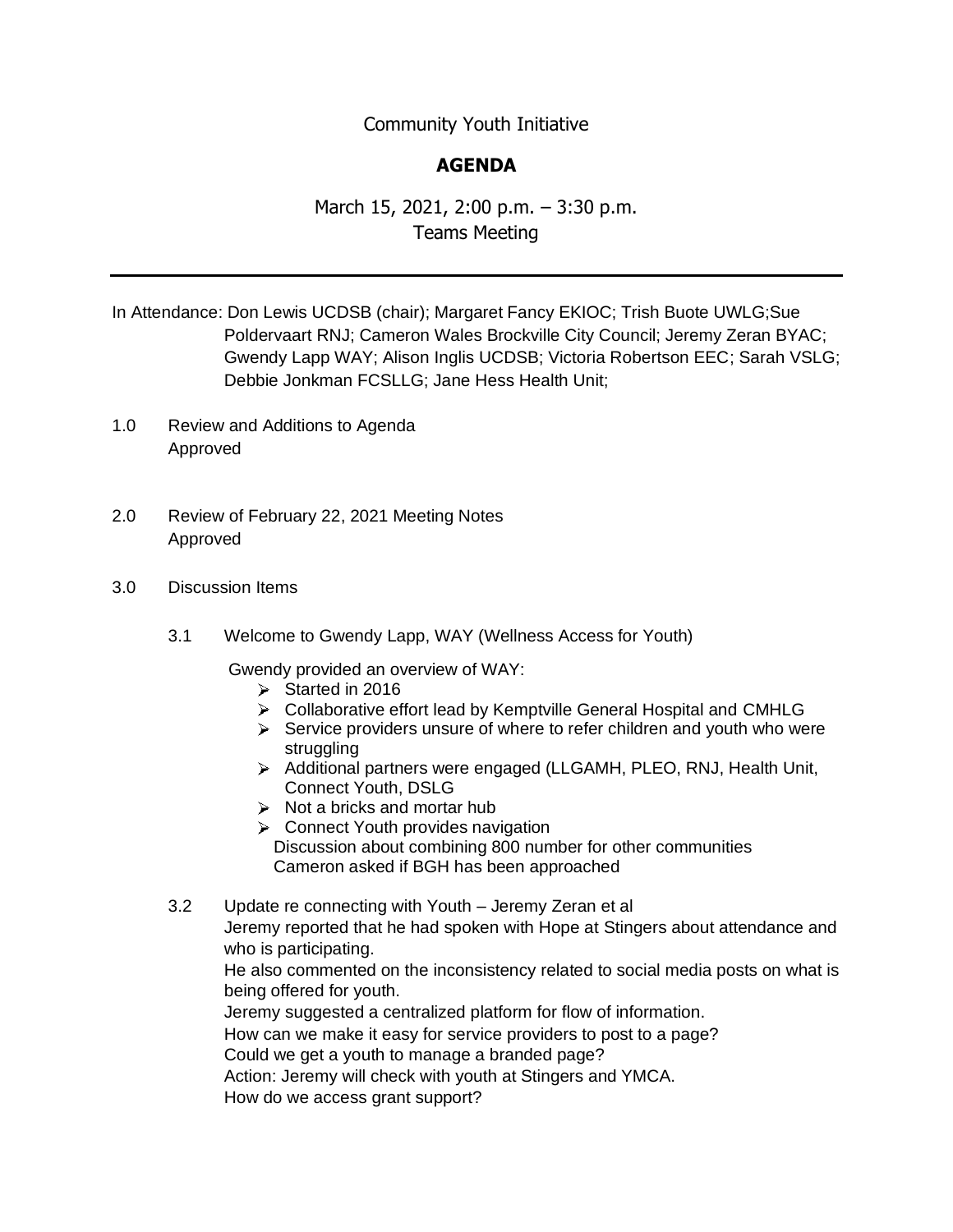Community Youth Initiative

# AGENDA

March 15, 2021, 2:00 p.m. – 3:30 p.m.
Teams Meeting

---

In Attendance: Don Lewis UCDSB (chair); Margaret Fancy EKIOC; Trish Buote UWLG;Sue Poldervaart RNJ; Cameron Wales Brockville City Council; Jeremy Zeran BYAC; Gwendy Lapp WAY; Alison Inglis UCDSB; Victoria Robertson EEC; Sarah VSLG; Debbie Jonkman FCSLLG; Jane Hess Health Unit;

1.0 Review and Additions to Agenda
Approved

2.0 Review of February 22, 2021 Meeting Notes
Approved

3.0 Discussion Items

3.1 Welcome to Gwendy Lapp, WAY (Wellness Access for Youth)

Gwendy provided an overview of WAY:

- Started in 2016
- Collaborative effort lead by Kemptville General Hospital and CMHLG
- Service providers unsure of where to refer children and youth who were struggling
- Additional partners were engaged (LLGAMH, PLEO, RNJ, Health Unit, Connect Youth, DSLG
- Not a bricks and mortar hub
- Connect Youth provides navigation

Discussion about combining 800 number for other communities
Cameron asked if BGH has been approached

3.2 Update re connecting with Youth – Jeremy Zeran et al

Jeremy reported that he had spoken with Hope at Stingers about attendance and who is participating.

He also commented on the inconsistency related to social media posts on what is being offered for youth.

Jeremy suggested a centralized platform for flow of information.

How can we make it easy for service providers to post to a page?

Could we get a youth to manage a branded page?

Action: Jeremy will check with youth at Stingers and YMCA.

How do we access grant support?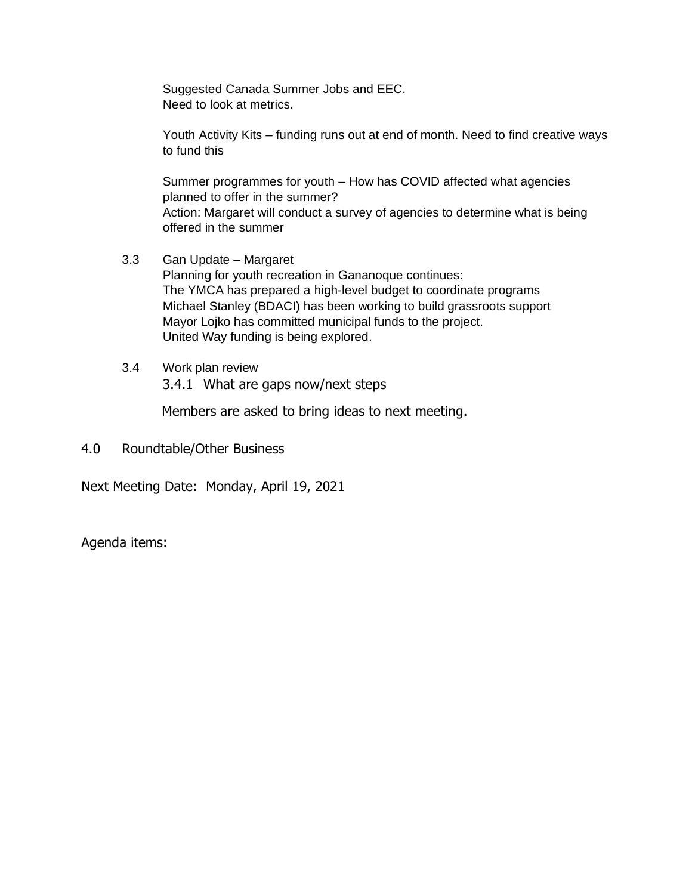Suggested Canada Summer Jobs and EEC.
Need to look at metrics.

Youth Activity Kits – funding runs out at end of month. Need to find creative ways to fund this

Summer programmes for youth – How has COVID affected what agencies planned to offer in the summer?
Action: Margaret will conduct a survey of agencies to determine what is being offered in the summer

3.3 Gan Update – Margaret
Planning for youth recreation in Gananoque continues:
The YMCA has prepared a high-level budget to coordinate programs
Michael Stanley (BDACI) has been working to build grassroots support
Mayor Lojko has committed municipal funds to the project.
United Way funding is being explored.

3.4 Work plan review
3.4.1 What are gaps now/next steps

Members are asked to bring ideas to next meeting.

4.0 Roundtable/Other Business

Next Meeting Date: Monday, April 19, 2021

Agenda items: